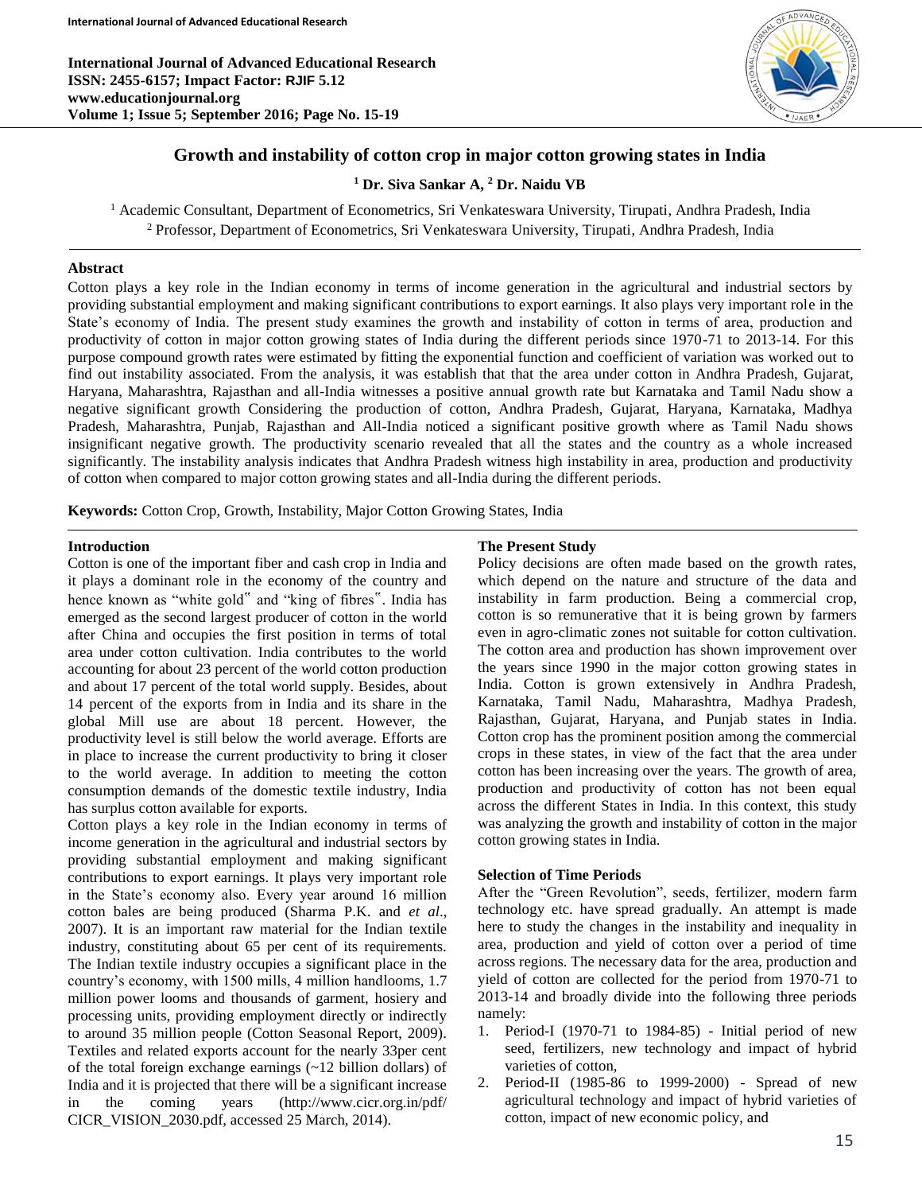International Journal of Advanced Educational Research
ISSN: 2455-6157; Impact Factor: RJIF 5.12
www.educationjournal.org
Volume 1; Issue 5; September 2016; Page No. 15-19

# Growth and instability of cotton crop in major cotton growing states in India

**[1] Dr. Siva Sankar A, [2] Dr. Naidu VB**

[1] Academic Consultant, Department of Econometrics, Sri Venkateswara University, Tirupati, Andhra Pradesh, India
[2] Professor, Department of Econometrics, Sri Venkateswara University, Tirupati, Andhra Pradesh, India

## Abstract

Cotton plays a key role in the Indian economy in terms of income generation in the agricultural and industrial sectors by providing substantial employment and making significant contributions to export earnings. It also plays very important role in the State's economy of India. The present study examines the growth and instability of cotton in terms of area, production and productivity of cotton in major cotton growing states of India during the different periods since 1970-71 to 2013-14. For this purpose compound growth rates were estimated by fitting the exponential function and coefficient of variation was worked out to find out instability associated. From the analysis, it was establish that that the area under cotton in Andhra Pradesh, Gujarat, Haryana, Maharashtra, Rajasthan and all-India witnesses a positive annual growth rate but Karnataka and Tamil Nadu show a negative significant growth Considering the production of cotton, Andhra Pradesh, Gujarat, Haryana, Karnataka, Madhya Pradesh, Maharashtra, Punjab, Rajasthan and All-India noticed a significant positive growth where as Tamil Nadu shows insignificant negative growth. The productivity scenario revealed that all the states and the country as a whole increased significantly. The instability analysis indicates that Andhra Pradesh witness high instability in area, production and productivity of cotton when compared to major cotton growing states and all-India during the different periods.

**Keywords:** Cotton Crop, Growth, Instability, Major Cotton Growing States, India

## Introduction

Cotton is one of the important fiber and cash crop in India and it plays a dominant role in the economy of the country and hence known as "white gold" and "king of fibres". India has emerged as the second largest producer of cotton in the world after China and occupies the first position in terms of total area under cotton cultivation. India contributes to the world accounting for about 23 percent of the world cotton production and about 17 percent of the total world supply. Besides, about 14 percent of the exports from in India and its share in the global Mill use are about 18 percent. However, the productivity level is still below the world average. Efforts are in place to increase the current productivity to bring it closer to the world average. In addition to meeting the cotton consumption demands of the domestic textile industry, India has surplus cotton available for exports.

Cotton plays a key role in the Indian economy in terms of income generation in the agricultural and industrial sectors by providing substantial employment and making significant contributions to export earnings. It plays very important role in the State's economy also. Every year around 16 million cotton bales are being produced (Sharma P.K. and *et al*., 2007). It is an important raw material for the Indian textile industry, constituting about 65 per cent of its requirements. The Indian textile industry occupies a significant place in the country's economy, with 1500 mills, 4 million handlooms, 1.7 million power looms and thousands of garment, hosiery and processing units, providing employment directly or indirectly to around 35 million people (Cotton Seasonal Report, 2009). Textiles and related exports account for the nearly 33per cent of the total foreign exchange earnings (~12 billion dollars) of India and it is projected that there will be a significant increase in the coming years (http://www.cicr.org.in/pdf/CICR_VISION_2030.pdf, accessed 25 March, 2014).

## The Present Study

Policy decisions are often made based on the growth rates, which depend on the nature and structure of the data and instability in farm production. Being a commercial crop, cotton is so remunerative that it is being grown by farmers even in agro-climatic zones not suitable for cotton cultivation. The cotton area and production has shown improvement over the years since 1990 in the major cotton growing states in India. Cotton is grown extensively in Andhra Pradesh, Karnataka, Tamil Nadu, Maharashtra, Madhya Pradesh, Rajasthan, Gujarat, Haryana, and Punjab states in India. Cotton crop has the prominent position among the commercial crops in these states, in view of the fact that the area under cotton has been increasing over the years. The growth of area, production and productivity of cotton has not been equal across the different States in India. In this context, this study was analyzing the growth and instability of cotton in the major cotton growing states in India.

### Selection of Time Periods

After the "Green Revolution", seeds, fertilizer, modern farm technology etc. have spread gradually. An attempt is made here to study the changes in the instability and inequality in area, production and yield of cotton over a period of time across regions. The necessary data for the area, production and yield of cotton are collected for the period from 1970-71 to 2013-14 and broadly divide into the following three periods namely:

1. Period-I (1970-71 to 1984-85) - Initial period of new seed, fertilizers, new technology and impact of hybrid varieties of cotton,
2. Period-II (1985-86 to 1999-2000) - Spread of new agricultural technology and impact of hybrid varieties of cotton, impact of new economic policy, and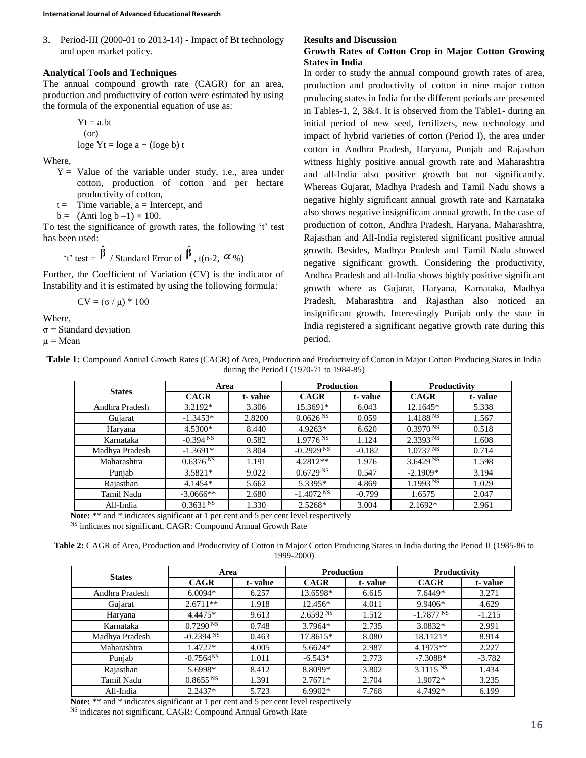3. Period-III (2000-01 to 2013-14) - Impact of Bt technology and open market policy.

### Analytical Tools and Techniques

The annual compound growth rate (CAGR) for an area, production and productivity of cotton were estimated by using the formula of the exponential equation of use as:

$$Y_t = a.b^t$$

(or)

$$\log_e Y_t = \log_e a + (\log_e b)\, t$$

Where,

- Y = Value of the variable under study, i.e., area under cotton, production of cotton and per hectare productivity of cotton,
- t = Time variable, a = Intercept, and
- b = (Anti log b –1) × 100.

To test the significance of growth rates, the following 't' test has been used:

$$\text{'t' test} = \hat{\beta} \,/\, \text{Standard Error of } \hat{\beta},\ t_{(n-2,\ \alpha\ \%)}$$

Further, the Coefficient of Variation (CV) is the indicator of Instability and it is estimated by using the following formula:

$$CV = (\sigma / \mu) * 100$$

Where,

$\sigma$ = Standard deviation

$\mu$ = Mean

### Results and Discussion

### Growth Rates of Cotton Crop in Major Cotton Growing States in India

In order to study the annual compound growth rates of area, production and productivity of cotton in nine major cotton producing states in India for the different periods are presented in Tables-1, 2, 3&4. It is observed from the Table1- during an initial period of new seed, fertilizers, new technology and impact of hybrid varieties of cotton (Period I), the area under cotton in Andhra Pradesh, Haryana, Punjab and Rajasthan witness highly positive annual growth rate and Maharashtra and all-India also positive growth but not significantly. Whereas Gujarat, Madhya Pradesh and Tamil Nadu shows a negative highly significant annual growth rate and Karnataka also shows negative insignificant annual growth. In the case of production of cotton, Andhra Pradesh, Haryana, Maharashtra, Rajasthan and All-India registered significant positive annual growth. Besides, Madhya Pradesh and Tamil Nadu showed negative significant growth. Considering the productivity, Andhra Pradesh and all-India shows highly positive significant growth where as Gujarat, Haryana, Karnataka, Madhya Pradesh, Maharashtra and Rajasthan also noticed an insignificant growth. Interestingly Punjab only the state in India registered a significant negative growth rate during this period.

**Table 1:** Compound Annual Growth Rates (CAGR) of Area, Production and Productivity of Cotton in Major Cotton Producing States in India during the Period I (1970-71 to 1984-85)

| States | Area | | Production | | Productivity | |
|---|---|---|---|---|---|---|
| | CAGR | t- value | CAGR | t- value | CAGR | t- value |
| Andhra Pradesh | 3.2192* | 3.306 | 15.3691* | 6.043 | 12.1645* | 5.338 |
| Gujarat | -1.3453* | 2.8200 | 0.0626 NS | 0.059 | 1.4188 NS | 1.567 |
| Haryana | 4.5300* | 8.440 | 4.9263* | 6.620 | 0.3970 NS | 0.518 |
| Karnataka | -0.394 NS | 0.582 | 1.9776 NS | 1.124 | 2.3393 NS | 1.608 |
| Madhya Pradesh | -1.3691* | 3.804 | -0.2929 NS | -0.182 | 1.0737 NS | 0.714 |
| Maharashtra | 0.6376 NS | 1.191 | 4.2812** | 1.976 | 3.6429 NS | 1.598 |
| Punjab | 3.5821* | 9.022 | 0.6729 NS | 0.547 | -2.1909* | 3.194 |
| Rajasthan | 4.1454* | 5.662 | 5.3395* | 4.869 | 1.1993 NS | 1.029 |
| Tamil Nadu | -3.0666** | 2.680 | -1.4072 NS | -0.799 | 1.6575 | 2.047 |
| All-India | 0.3631 NS | 1.330 | 2.5268* | 3.004 | 2.1692* | 2.961 |

**Note:** ** and * indicates significant at 1 per cent and 5 per cent level respectively

NS indicates not significant, CAGR: Compound Annual Growth Rate

**Table 2:** CAGR of Area, Production and Productivity of Cotton in Major Cotton Producing States in India during the Period II (1985-86 to 1999-2000)

| States | Area | | Production | | Productivity | |
|---|---|---|---|---|---|---|
| | CAGR | t- value | CAGR | t- value | CAGR | t- value |
| Andhra Pradesh | 6.0094* | 6.257 | 13.6598* | 6.615 | 7.6449* | 3.271 |
| Gujarat | 2.6711** | 1.918 | 12.456* | 4.011 | 9.9406* | 4.629 |
| Haryana | 4.4475* | 9.613 | 2.6592 NS | 1.512 | -1.7877 NS | -1.215 |
| Karnataka | 0.7290 NS | 0.748 | 3.7964* | 2.735 | 3.0832* | 2.991 |
| Madhya Pradesh | -0.2394 NS | 0.463 | 17.8615* | 8.080 | 18.1121* | 8.914 |
| Maharashtra | 1.4727* | 4.005 | 5.6624* | 2.987 | 4.1973** | 2.227 |
| Punjab | -0.7564NS | 1.011 | -6.543* | 2.773 | -7.3088* | -3.782 |
| Rajasthan | 5.6998* | 8.412 | 8.8099* | 3.802 | 3.1115 NS | 1.434 |
| Tamil Nadu | 0.8655 NS | 1.391 | 2.7671* | 2.704 | 1.9072* | 3.235 |
| All-India | 2.2437* | 5.723 | 6.9902* | 7.768 | 4.7492* | 6.199 |

**Note:** ** and * indicates significant at 1 per cent and 5 per cent level respectively

NS indicates not significant, CAGR: Compound Annual Growth Rate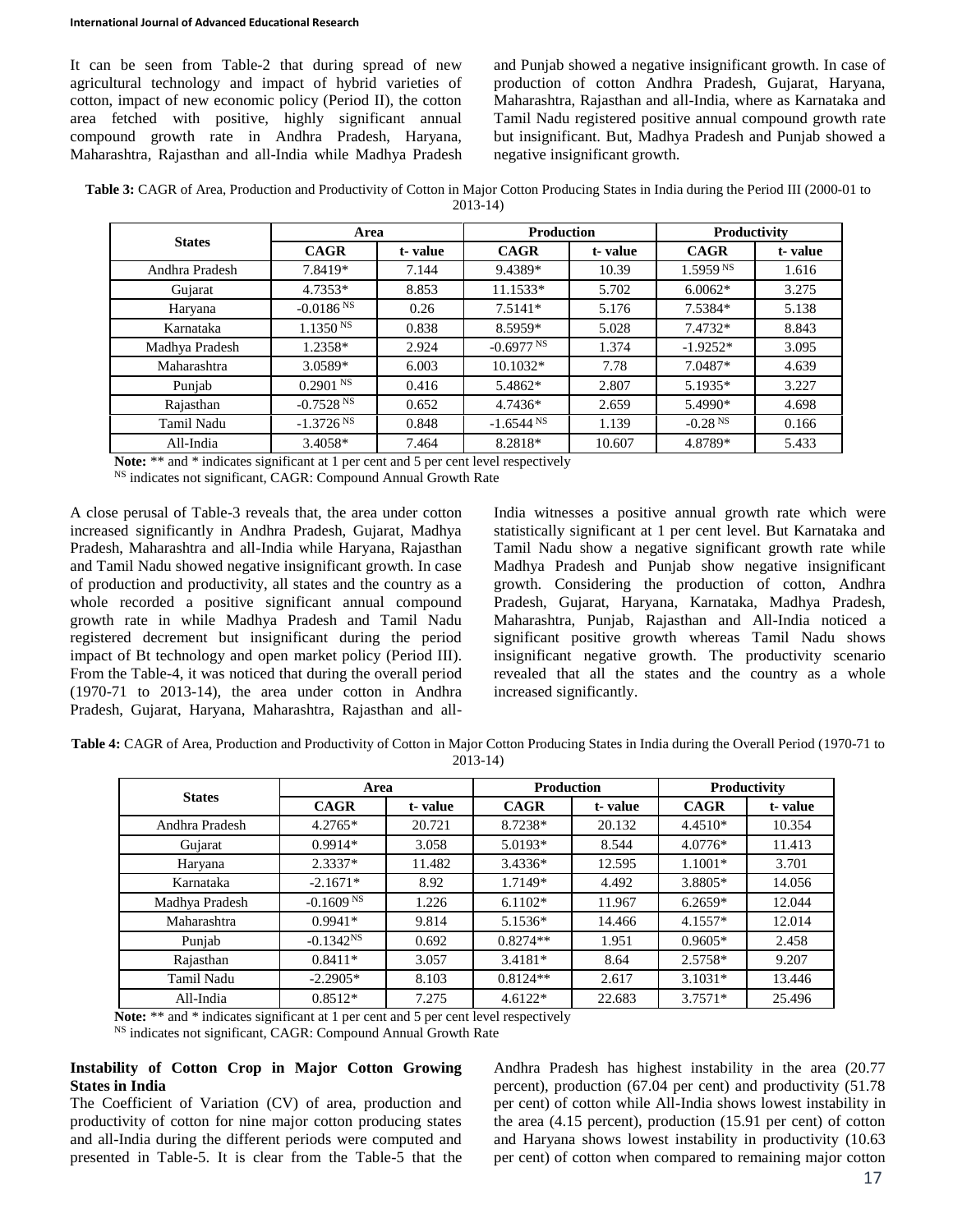It can be seen from Table-2 that during spread of new agricultural technology and impact of hybrid varieties of cotton, impact of new economic policy (Period II), the cotton area fetched with positive, highly significant annual compound growth rate in Andhra Pradesh, Haryana, Maharashtra, Rajasthan and all-India while Madhya Pradesh and Punjab showed a negative insignificant growth. In case of production of cotton Andhra Pradesh, Gujarat, Haryana, Maharashtra, Rajasthan and all-India, where as Karnataka and Tamil Nadu registered positive annual compound growth rate but insignificant. But, Madhya Pradesh and Punjab showed a negative insignificant growth.

**Table 3:** CAGR of Area, Production and Productivity of Cotton in Major Cotton Producing States in India during the Period III (2000-01 to 2013-14)

| States | Area | | Production | | Productivity | |
|---|---|---|---|---|---|---|
| | **CAGR** | **t- value** | **CAGR** | **t- value** | **CAGR** | **t- value** |
| Andhra Pradesh | 7.8419* | 7.144 | 9.4389* | 10.39 | 1.5959 NS | 1.616 |
| Gujarat | 4.7353* | 8.853 | 11.1533* | 5.702 | 6.0062* | 3.275 |
| Haryana | -0.0186 NS | 0.26 | 7.5141* | 5.176 | 7.5384* | 5.138 |
| Karnataka | 1.1350 NS | 0.838 | 8.5959* | 5.028 | 7.4732* | 8.843 |
| Madhya Pradesh | 1.2358* | 2.924 | -0.6977 NS | 1.374 | -1.9252* | 3.095 |
| Maharashtra | 3.0589* | 6.003 | 10.1032* | 7.78 | 7.0487* | 4.639 |
| Punjab | 0.2901 NS | 0.416 | 5.4862* | 2.807 | 5.1935* | 3.227 |
| Rajasthan | -0.7528 NS | 0.652 | 4.7436* | 2.659 | 5.4990* | 4.698 |
| Tamil Nadu | -1.3726 NS | 0.848 | -1.6544 NS | 1.139 | -0.28 NS | 0.166 |
| All-India | 3.4058* | 7.464 | 8.2818* | 10.607 | 4.8789* | 5.433 |

**Note:** ** and * indicates significant at 1 per cent and 5 per cent level respectively
NS indicates not significant, CAGR: Compound Annual Growth Rate

A close perusal of Table-3 reveals that, the area under cotton increased significantly in Andhra Pradesh, Gujarat, Madhya Pradesh, Maharashtra and all-India while Haryana, Rajasthan and Tamil Nadu showed negative insignificant growth. In case of production and productivity, all states and the country as a whole recorded a positive significant annual compound growth rate in while Madhya Pradesh and Tamil Nadu registered decrement but insignificant during the period impact of Bt technology and open market policy (Period III). From the Table-4, it was noticed that during the overall period (1970-71 to 2013-14), the area under cotton in Andhra Pradesh, Gujarat, Haryana, Maharashtra, Rajasthan and all-India witnesses a positive annual growth rate which were statistically significant at 1 per cent level. But Karnataka and Tamil Nadu show a negative significant growth rate while Madhya Pradesh and Punjab show negative insignificant growth. Considering the production of cotton, Andhra Pradesh, Gujarat, Haryana, Karnataka, Madhya Pradesh, Maharashtra, Punjab, Rajasthan and All-India noticed a significant positive growth whereas Tamil Nadu shows insignificant negative growth. The productivity scenario revealed that all the states and the country as a whole increased significantly.

**Table 4:** CAGR of Area, Production and Productivity of Cotton in Major Cotton Producing States in India during the Overall Period (1970-71 to 2013-14)

| States | Area | | Production | | Productivity | |
|---|---|---|---|---|---|---|
| | **CAGR** | **t- value** | **CAGR** | **t- value** | **CAGR** | **t- value** |
| Andhra Pradesh | 4.2765* | 20.721 | 8.7238* | 20.132 | 4.4510* | 10.354 |
| Gujarat | 0.9914* | 3.058 | 5.0193* | 8.544 | 4.0776* | 11.413 |
| Haryana | 2.3337* | 11.482 | 3.4336* | 12.595 | 1.1001* | 3.701 |
| Karnataka | -2.1671* | 8.92 | 1.7149* | 4.492 | 3.8805* | 14.056 |
| Madhya Pradesh | -0.1609 NS | 1.226 | 6.1102* | 11.967 | 6.2659* | 12.044 |
| Maharashtra | 0.9941* | 9.814 | 5.1536* | 14.466 | 4.1557* | 12.014 |
| Punjab | -0.1342NS | 0.692 | 0.8274** | 1.951 | 0.9605* | 2.458 |
| Rajasthan | 0.8411* | 3.057 | 3.4181* | 8.64 | 2.5758* | 9.207 |
| Tamil Nadu | -2.2905* | 8.103 | 0.8124** | 2.617 | 3.1031* | 13.446 |
| All-India | 0.8512* | 7.275 | 4.6122* | 22.683 | 3.7571* | 25.496 |

**Note:** ** and * indicates significant at 1 per cent and 5 per cent level respectively
NS indicates not significant, CAGR: Compound Annual Growth Rate

### Instability of Cotton Crop in Major Cotton Growing States in India

The Coefficient of Variation (CV) of area, production and productivity of cotton for nine major cotton producing states and all-India during the different periods were computed and presented in Table-5. It is clear from the Table-5 that the Andhra Pradesh has highest instability in the area (20.77 percent), production (67.04 per cent) and productivity (51.78 per cent) of cotton while All-India shows lowest instability in the area (4.15 percent), production (15.91 per cent) of cotton and Haryana shows lowest instability in productivity (10.63 per cent) of cotton when compared to remaining major cotton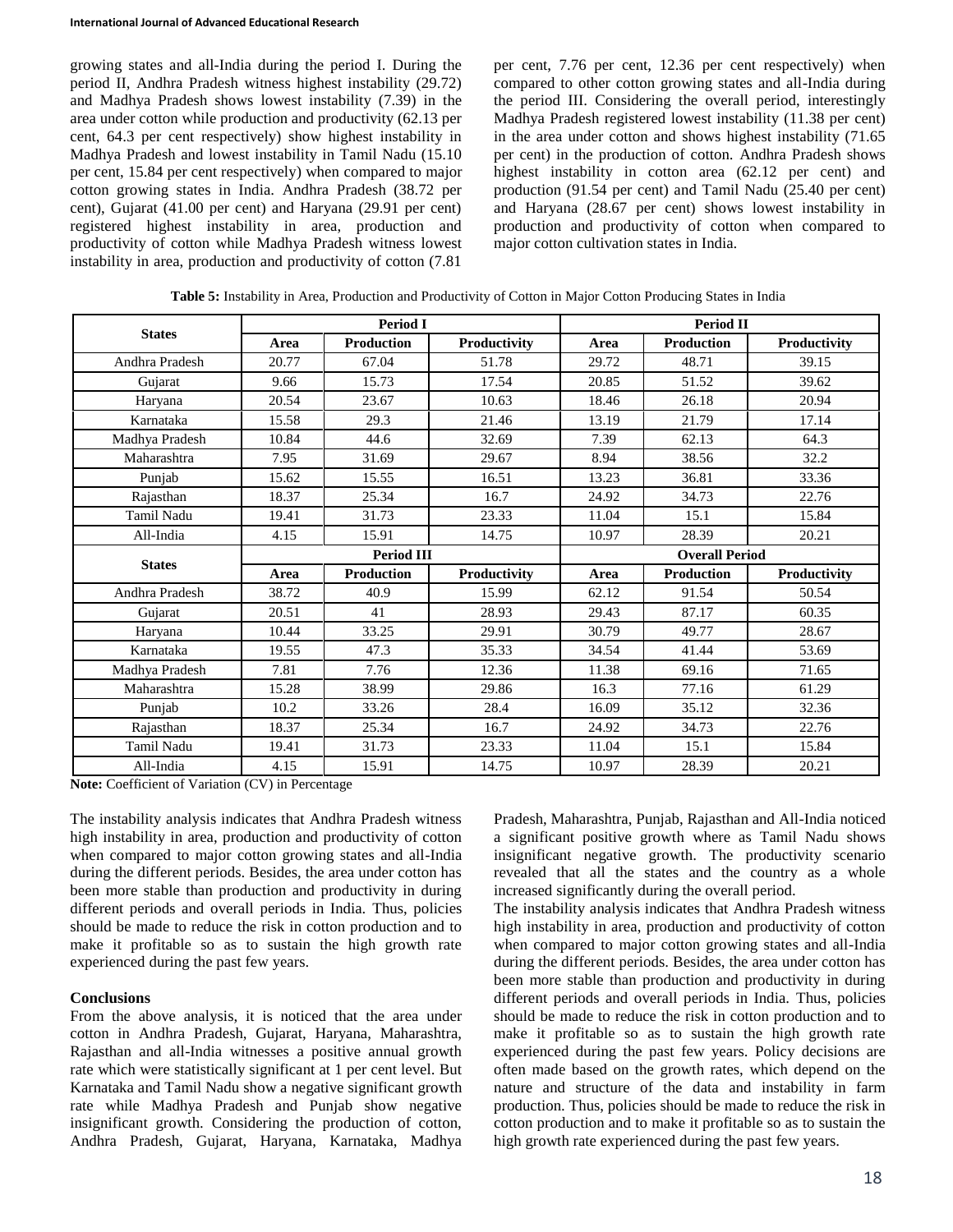growing states and all-India during the period I. During the period II, Andhra Pradesh witness highest instability (29.72) and Madhya Pradesh shows lowest instability (7.39) in the area under cotton while production and productivity (62.13 per cent, 64.3 per cent respectively) show highest instability in Madhya Pradesh and lowest instability in Tamil Nadu (15.10 per cent, 15.84 per cent respectively) when compared to major cotton growing states in India. Andhra Pradesh (38.72 per cent), Gujarat (41.00 per cent) and Haryana (29.91 per cent) registered highest instability in area, production and productivity of cotton while Madhya Pradesh witness lowest instability in area, production and productivity of cotton (7.81 per cent, 7.76 per cent, 12.36 per cent respectively) when compared to other cotton growing states and all-India during the period III. Considering the overall period, interestingly Madhya Pradesh registered lowest instability (11.38 per cent) in the area under cotton and shows highest instability (71.65 per cent) in the production of cotton. Andhra Pradesh shows highest instability in cotton area (62.12 per cent) and production (91.54 per cent) and Tamil Nadu (25.40 per cent) and Haryana (28.67 per cent) shows lowest instability in production and productivity of cotton when compared to major cotton cultivation states in India.

**Table 5:** Instability in Area, Production and Productivity of Cotton in Major Cotton Producing States in India

| States | Period I | | | Period II | | |
|---|---|---|---|---|---|---|
| | Area | Production | Productivity | Area | Production | Productivity |
| Andhra Pradesh | 20.77 | 67.04 | 51.78 | 29.72 | 48.71 | 39.15 |
| Gujarat | 9.66 | 15.73 | 17.54 | 20.85 | 51.52 | 39.62 |
| Haryana | 20.54 | 23.67 | 10.63 | 18.46 | 26.18 | 20.94 |
| Karnataka | 15.58 | 29.3 | 21.46 | 13.19 | 21.79 | 17.14 |
| Madhya Pradesh | 10.84 | 44.6 | 32.69 | 7.39 | 62.13 | 64.3 |
| Maharashtra | 7.95 | 31.69 | 29.67 | 8.94 | 38.56 | 32.2 |
| Punjab | 15.62 | 15.55 | 16.51 | 13.23 | 36.81 | 33.36 |
| Rajasthan | 18.37 | 25.34 | 16.7 | 24.92 | 34.73 | 22.76 |
| Tamil Nadu | 19.41 | 31.73 | 23.33 | 11.04 | 15.1 | 15.84 |
| All-India | 4.15 | 15.91 | 14.75 | 10.97 | 28.39 | 20.21 |
| **States** | **Period III** | | | **Overall Period** | | |
| | **Area** | **Production** | **Productivity** | **Area** | **Production** | **Productivity** |
| Andhra Pradesh | 38.72 | 40.9 | 15.99 | 62.12 | 91.54 | 50.54 |
| Gujarat | 20.51 | 41 | 28.93 | 29.43 | 87.17 | 60.35 |
| Haryana | 10.44 | 33.25 | 29.91 | 30.79 | 49.77 | 28.67 |
| Karnataka | 19.55 | 47.3 | 35.33 | 34.54 | 41.44 | 53.69 |
| Madhya Pradesh | 7.81 | 7.76 | 12.36 | 11.38 | 69.16 | 71.65 |
| Maharashtra | 15.28 | 38.99 | 29.86 | 16.3 | 77.16 | 61.29 |
| Punjab | 10.2 | 33.26 | 28.4 | 16.09 | 35.12 | 32.36 |
| Rajasthan | 18.37 | 25.34 | 16.7 | 24.92 | 34.73 | 22.76 |
| Tamil Nadu | 19.41 | 31.73 | 23.33 | 11.04 | 15.1 | 15.84 |
| All-India | 4.15 | 15.91 | 14.75 | 10.97 | 28.39 | 20.21 |

**Note:** Coefficient of Variation (CV) in Percentage

The instability analysis indicates that Andhra Pradesh witness high instability in area, production and productivity of cotton when compared to major cotton growing states and all-India during the different periods. Besides, the area under cotton has been more stable than production and productivity in during different periods and overall periods in India. Thus, policies should be made to reduce the risk in cotton production and to make it profitable so as to sustain the high growth rate experienced during the past few years.

**Conclusions**

From the above analysis, it is noticed that the area under cotton in Andhra Pradesh, Gujarat, Haryana, Maharashtra, Rajasthan and all-India witnesses a positive annual growth rate which were statistically significant at 1 per cent level. But Karnataka and Tamil Nadu show a negative significant growth rate while Madhya Pradesh and Punjab show negative insignificant growth. Considering the production of cotton, Andhra Pradesh, Gujarat, Haryana, Karnataka, Madhya Pradesh, Maharashtra, Punjab, Rajasthan and All-India noticed a significant positive growth where as Tamil Nadu shows insignificant negative growth. The productivity scenario revealed that all the states and the country as a whole increased significantly during the overall period.

The instability analysis indicates that Andhra Pradesh witness high instability in area, production and productivity of cotton when compared to major cotton growing states and all-India during the different periods. Besides, the area under cotton has been more stable than production and productivity in during different periods and overall periods in India. Thus, policies should be made to reduce the risk in cotton production and to make it profitable so as to sustain the high growth rate experienced during the past few years. Policy decisions are often made based on the growth rates, which depend on the nature and structure of the data and instability in farm production. Thus, policies should be made to reduce the risk in cotton production and to make it profitable so as to sustain the high growth rate experienced during the past few years.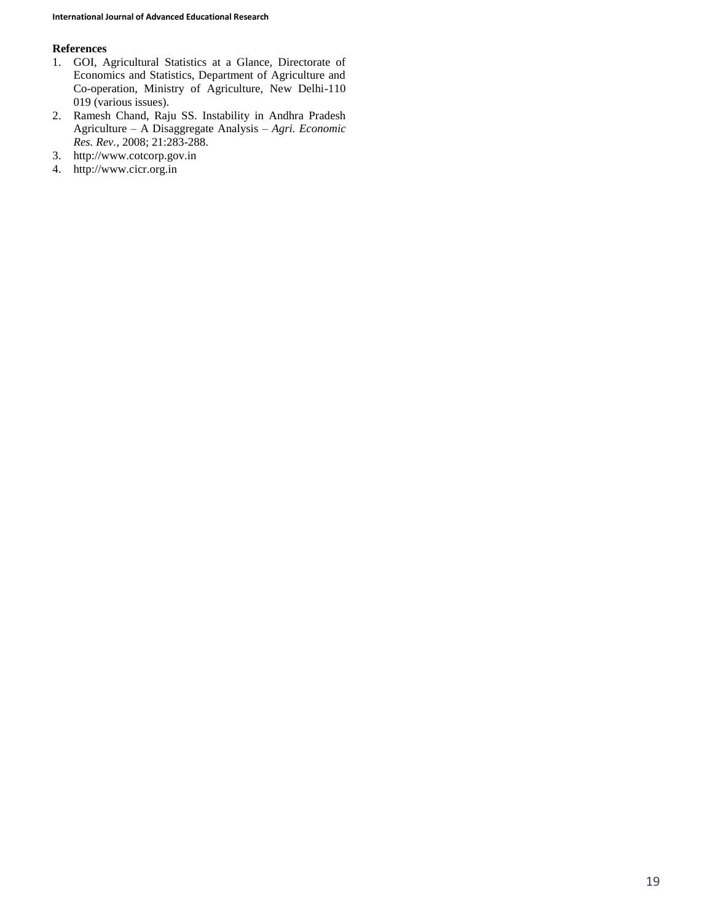## References

1. GOI, Agricultural Statistics at a Glance, Directorate of Economics and Statistics, Department of Agriculture and Co-operation, Ministry of Agriculture, New Delhi-110 019 (various issues).
2. Ramesh Chand, Raju SS. Instability in Andhra Pradesh Agriculture – A Disaggregate Analysis – *Agri. Economic Res. Rev.*, 2008; 21:283-288.
3. http://www.cotcorp.gov.in
4. http://www.cicr.org.in